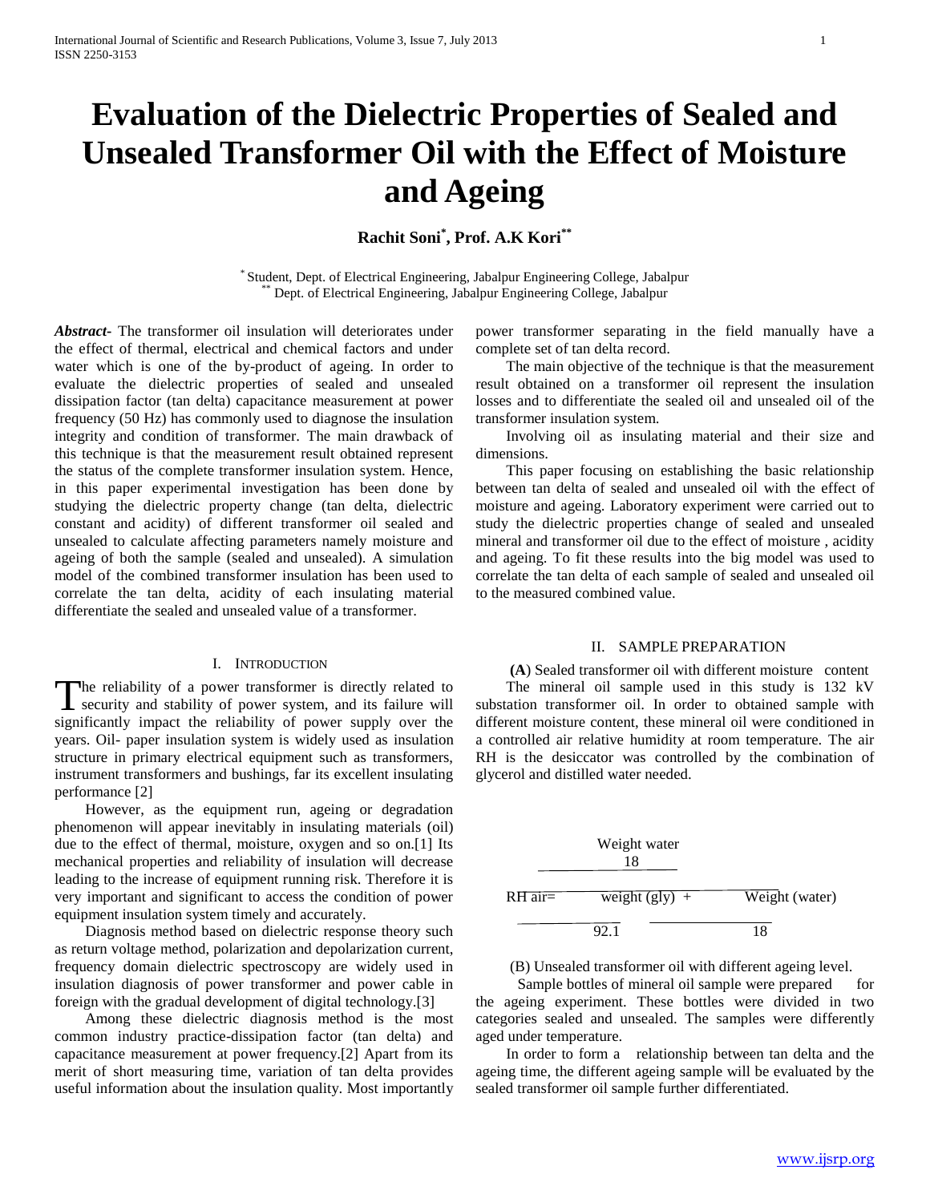# Evaluation of the Dielectric Properties of Sealed and Unsealed Transformer Oil with the Effect of Moisture and Ageing

**Rachit Soni[*], Prof. A.K Kori[**]**

[*] Student, Dept. of Electrical Engineering, Jabalpur Engineering College, Jabalpur
[**] Dept. of Electrical Engineering, Jabalpur Engineering College, Jabalpur

***Abstract-*** The transformer oil insulation will deteriorates under the effect of thermal, electrical and chemical factors and under water which is one of the by-product of ageing. In order to evaluate the dielectric properties of sealed and unsealed dissipation factor (tan delta) capacitance measurement at power frequency (50 Hz) has commonly used to diagnose the insulation integrity and condition of transformer. The main drawback of this technique is that the measurement result obtained represent the status of the complete transformer insulation system. Hence, in this paper experimental investigation has been done by studying the dielectric property change (tan delta, dielectric constant and acidity) of different transformer oil sealed and unsealed to calculate affecting parameters namely moisture and ageing of both the sample (sealed and unsealed). A simulation model of the combined transformer insulation has been used to correlate the tan delta, acidity of each insulating material differentiate the sealed and unsealed value of a transformer.

## I. INTRODUCTION

The reliability of a power transformer is directly related to security and stability of power system, and its failure will significantly impact the reliability of power supply over the years. Oil- paper insulation system is widely used as insulation structure in primary electrical equipment such as transformers, instrument transformers and bushings, far its excellent insulating performance [2]

However, as the equipment run, ageing or degradation phenomenon will appear inevitably in insulating materials (oil) due to the effect of thermal, moisture, oxygen and so on.[1] Its mechanical properties and reliability of insulation will decrease leading to the increase of equipment running risk. Therefore it is very important and significant to access the condition of power equipment insulation system timely and accurately.

Diagnosis method based on dielectric response theory such as return voltage method, polarization and depolarization current, frequency domain dielectric spectroscopy are widely used in insulation diagnosis of power transformer and power cable in foreign with the gradual development of digital technology.[3]

Among these dielectric diagnosis method is the most common industry practice-dissipation factor (tan delta) and capacitance measurement at power frequency.[2] Apart from its merit of short measuring time, variation of tan delta provides useful information about the insulation quality. Most importantly power transformer separating in the field manually have a complete set of tan delta record.

The main objective of the technique is that the measurement result obtained on a transformer oil represent the insulation losses and to differentiate the sealed oil and unsealed oil of the transformer insulation system.

Involving oil as insulating material and their size and dimensions.

This paper focusing on establishing the basic relationship between tan delta of sealed and unsealed oil with the effect of moisture and ageing. Laboratory experiment were carried out to study the dielectric properties change of sealed and unsealed mineral and transformer oil due to the effect of moisture , acidity and ageing. To fit these results into the big model was used to correlate the tan delta of each sample of sealed and unsealed oil to the measured combined value.

## II. SAMPLE PREPARATION

**(A**) Sealed transformer oil with different moisture content

The mineral oil sample used in this study is 132 kV substation transformer oil. In order to obtained sample with different moisture content, these mineral oil were conditioned in a controlled air relative humidity at room temperature. The air RH is the desiccator was controlled by the combination of glycerol and distilled water needed.

$$RH\ air = \frac{\frac{\text{Weight water}}{18}}{\frac{\text{weight (gly)}}{92.1} + \frac{\text{Weight (water)}}{18}}$$

(B) Unsealed transformer oil with different ageing level.

Sample bottles of mineral oil sample were prepared for the ageing experiment. These bottles were divided in two categories sealed and unsealed. The samples were differently aged under temperature.

In order to form a relationship between tan delta and the ageing time, the different ageing sample will be evaluated by the sealed transformer oil sample further differentiated.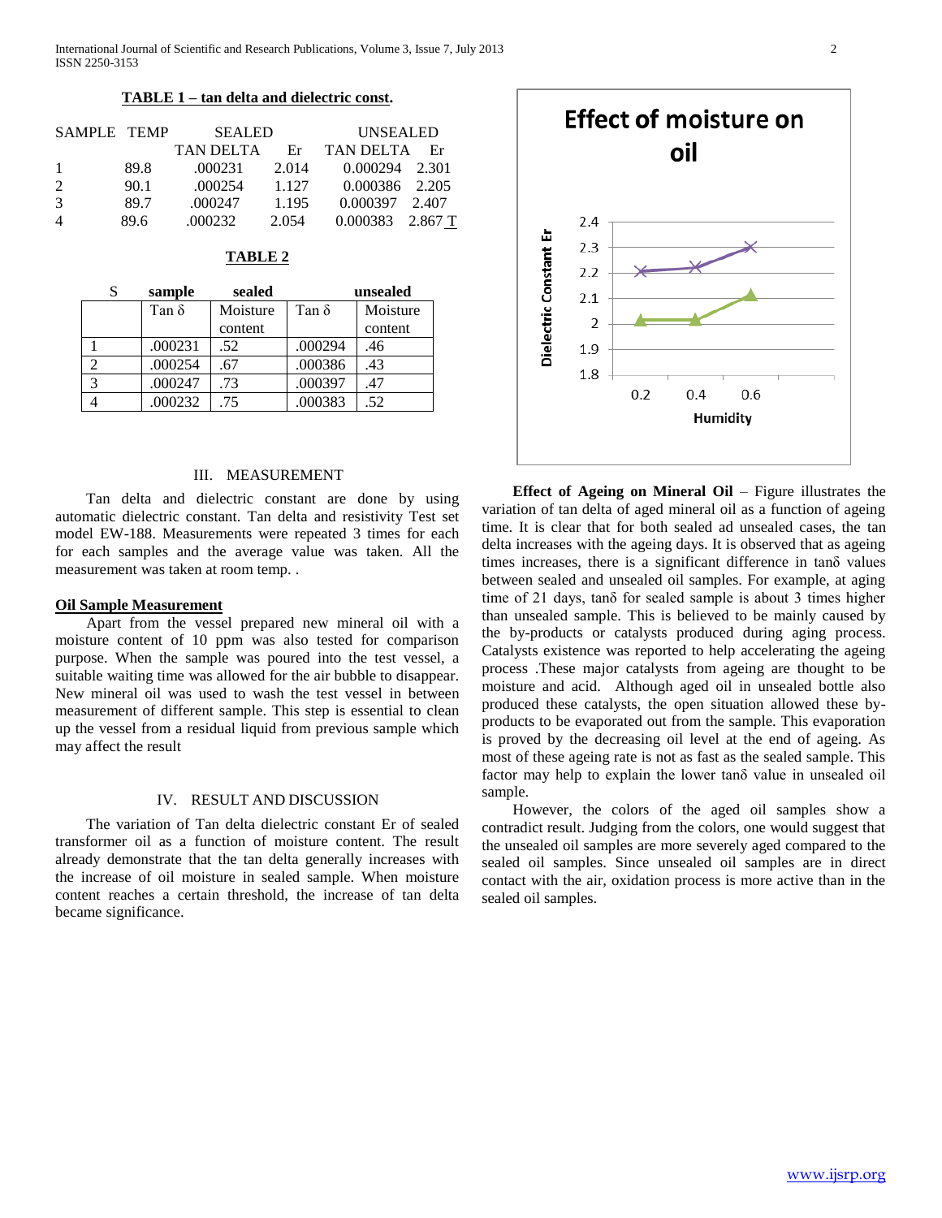**TABLE 1 – tan delta and dielectric const.**

| SAMPLE | TEMP | SEALED | | UNSEALED | |
|---|---|---|---|---|---|
| | | TAN DELTA | Er | TAN DELTA | Er |
| 1 | 89.8 | .000231 | 2.014 | 0.000294 | 2.301 |
| 2 | 90.1 | .000254 | 1.127 | 0.000386 | 2.205 |
| 3 | 89.7 | .000247 | 1.195 | 0.000397 | 2.407 |
| 4 | 89.6 | .000232 | 2.054 | 0.000383 | 2.867 T |

**TABLE 2**

| S | sample | sealed | | unsealed |
|---|---|---|---|---|
| | Tan δ | Moisture content | Tan δ | Moisture content |
| 1 | .000231 | .52 | .000294 | .46 |
| 2 | .000254 | .67 | .000386 | .43 |
| 3 | .000247 | .73 | .000397 | .47 |
| 4 | .000232 | .75 | .000383 | .52 |

## III. MEASUREMENT

Tan delta and dielectric constant are done by using automatic dielectric constant. Tan delta and resistivity Test set model EW-188. Measurements were repeated 3 times for each for each samples and the average value was taken. All the measurement was taken at room temp. .

**Oil Sample Measurement**

Apart from the vessel prepared new mineral oil with a moisture content of 10 ppm was also tested for comparison purpose. When the sample was poured into the test vessel, a suitable waiting time was allowed for the air bubble to disappear. New mineral oil was used to wash the test vessel in between measurement of different sample. This step is essential to clean up the vessel from a residual liquid from previous sample which may affect the result

## IV. RESULT AND DISCUSSION

The variation of Tan delta dielectric constant Er of sealed transformer oil as a function of moisture content. The result already demonstrate that the tan delta generally increases with the increase of oil moisture in sealed sample. When moisture content reaches a certain threshold, the increase of tan delta became significance.

**Effect of moisture on oil**

(Chart: Dielectric Constant Er vs Humidity)

**Effect of Ageing on Mineral Oil** – Figure illustrates the variation of tan delta of aged mineral oil as a function of ageing time. It is clear that for both sealed ad unsealed cases, the tan delta increases with the ageing days. It is observed that as ageing times increases, there is a significant difference in tanδ values between sealed and unsealed oil samples. For example, at aging time of 21 days, tanδ for sealed sample is about 3 times higher than unsealed sample. This is believed to be mainly caused by the by-products or catalysts produced during aging process. Catalysts existence was reported to help accelerating the ageing process .These major catalysts from ageing are thought to be moisture and acid. Although aged oil in unsealed bottle also produced these catalysts, the open situation allowed these by-products to be evaporated out from the sample. This evaporation is proved by the decreasing oil level at the end of ageing. As most of these ageing rate is not as fast as the sealed sample. This factor may help to explain the lower tanδ value in unsealed oil sample.

However, the colors of the aged oil samples show a contradict result. Judging from the colors, one would suggest that the unsealed oil samples are more severely aged compared to the sealed oil samples. Since unsealed oil samples are in direct contact with the air, oxidation process is more active than in the sealed oil samples.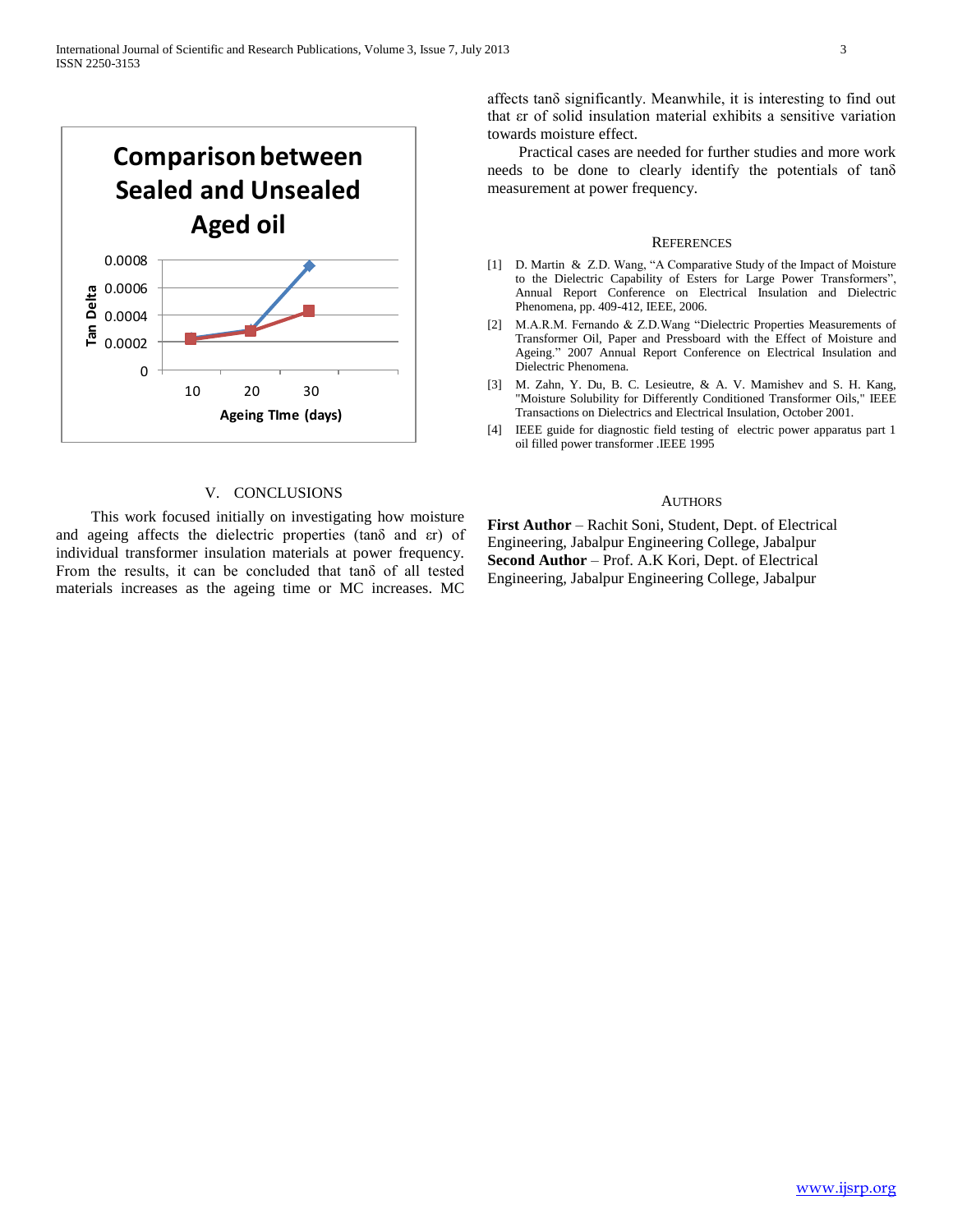Comparison between Sealed and Unsealed Aged oil

Tan Delta

0.0008
0.0006
0.0004
0.0002
0

10
20
30

Ageing TIme (days)

## V. CONCLUSIONS

This work focused initially on investigating how moisture and ageing affects the dielectric properties (tanδ and εr) of individual transformer insulation materials at power frequency. From the results, it can be concluded that tanδ of all tested materials increases as the ageing time or MC increases. MC affects tanδ significantly. Meanwhile, it is interesting to find out that εr of solid insulation material exhibits a sensitive variation towards moisture effect.

Practical cases are needed for further studies and more work needs to be done to clearly identify the potentials of tanδ measurement at power frequency.

## REFERENCES

[1] D. Martin & Z.D. Wang, "A Comparative Study of the Impact of Moisture to the Dielectric Capability of Esters for Large Power Transformers", Annual Report Conference on Electrical Insulation and Dielectric Phenomena, pp. 409-412, IEEE, 2006.

[2] M.A.R.M. Fernando & Z.D.Wang "Dielectric Properties Measurements of Transformer Oil, Paper and Pressboard with the Effect of Moisture and Ageing." 2007 Annual Report Conference on Electrical Insulation and Dielectric Phenomena.

[3] M. Zahn, Y. Du, B. C. Lesieutre, & A. V. Mamishev and S. H. Kang, "Moisture Solubility for Differently Conditioned Transformer Oils," IEEE Transactions on Dielectrics and Electrical Insulation, October 2001.

[4] IEEE guide for diagnostic field testing of electric power apparatus part 1 oil filled power transformer .IEEE 1995

## AUTHORS

**First Author** – Rachit Soni, Student, Dept. of Electrical Engineering, Jabalpur Engineering College, Jabalpur

**Second Author** – Prof. A.K Kori, Dept. of Electrical Engineering, Jabalpur Engineering College, Jabalpur